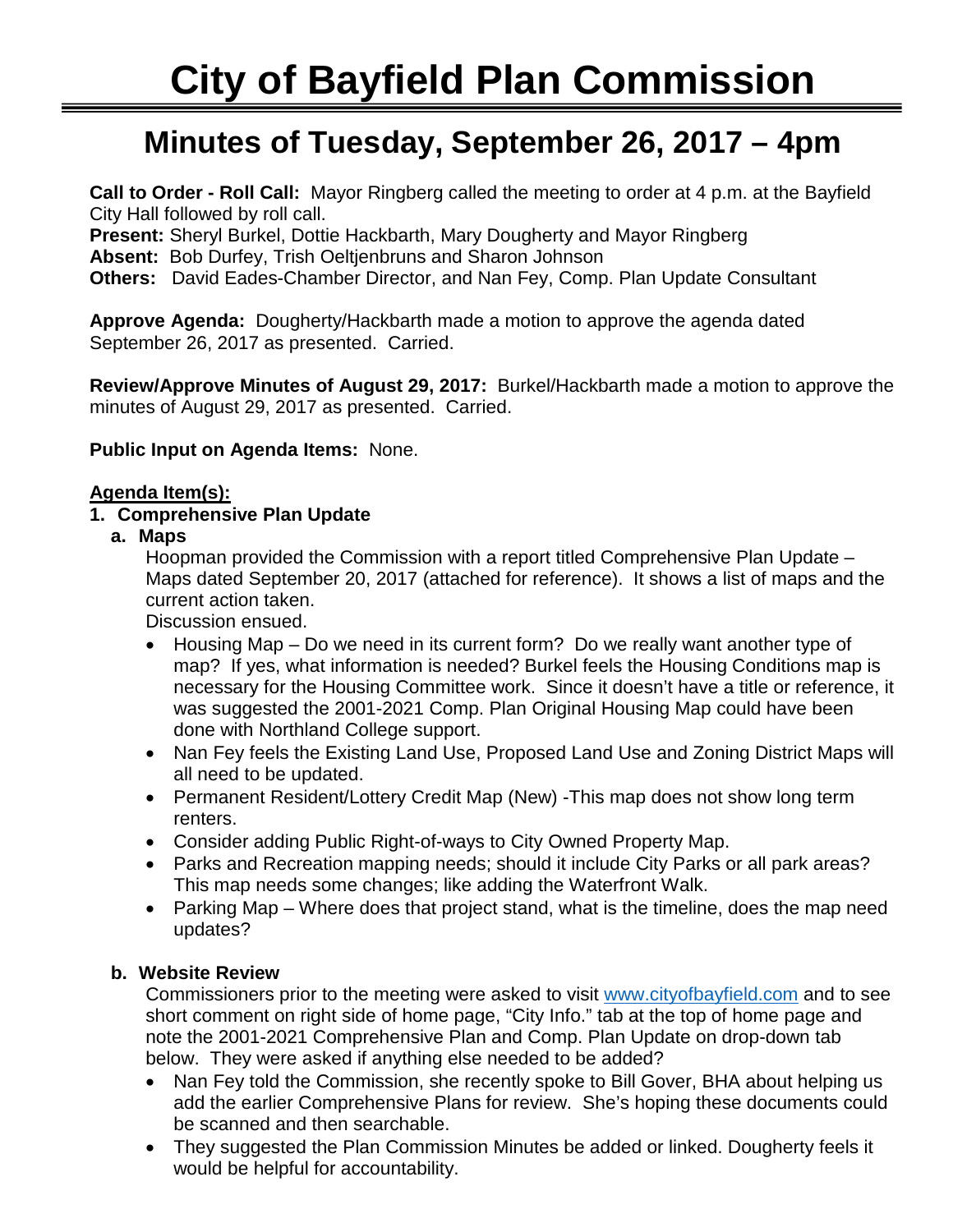# City of Bayfield Plan Commission

## Minutes of Tuesday, September 26, 2017 – 4pm

**Call to Order - Roll Call:** Mayor Ringberg called the meeting to order at 4 p.m. at the Bayfield City Hall followed by roll call.
**Present:** Sheryl Burkel, Dottie Hackbarth, Mary Dougherty and Mayor Ringberg
**Absent:** Bob Durfey, Trish Oeltjenbruns and Sharon Johnson
**Others:** David Eades-Chamber Director, and Nan Fey, Comp. Plan Update Consultant

**Approve Agenda:** Dougherty/Hackbarth made a motion to approve the agenda dated September 26, 2017 as presented. Carried.

**Review/Approve Minutes of August 29, 2017:** Burkel/Hackbarth made a motion to approve the minutes of August 29, 2017 as presented. Carried.

**Public Input on Agenda Items:** None.

**Agenda Item(s):**

**1. Comprehensive Plan Update**

**a. Maps**

Hoopman provided the Commission with a report titled Comprehensive Plan Update – Maps dated September 20, 2017 (attached for reference). It shows a list of maps and the current action taken.
Discussion ensued.

- Housing Map – Do we need in its current form? Do we really want another type of map? If yes, what information is needed? Burkel feels the Housing Conditions map is necessary for the Housing Committee work. Since it doesn't have a title or reference, it was suggested the 2001-2021 Comp. Plan Original Housing Map could have been done with Northland College support.
- Nan Fey feels the Existing Land Use, Proposed Land Use and Zoning District Maps will all need to be updated.
- Permanent Resident/Lottery Credit Map (New) -This map does not show long term renters.
- Consider adding Public Right-of-ways to City Owned Property Map.
- Parks and Recreation mapping needs; should it include City Parks or all park areas? This map needs some changes; like adding the Waterfront Walk.
- Parking Map – Where does that project stand, what is the timeline, does the map need updates?

**b. Website Review**

Commissioners prior to the meeting were asked to visit www.cityofbayfield.com and to see short comment on right side of home page, "City Info." tab at the top of home page and note the 2001-2021 Comprehensive Plan and Comp. Plan Update on drop-down tab below. They were asked if anything else needed to be added?

- Nan Fey told the Commission, she recently spoke to Bill Gover, BHA about helping us add the earlier Comprehensive Plans for review. She's hoping these documents could be scanned and then searchable.
- They suggested the Plan Commission Minutes be added or linked. Dougherty feels it would be helpful for accountability.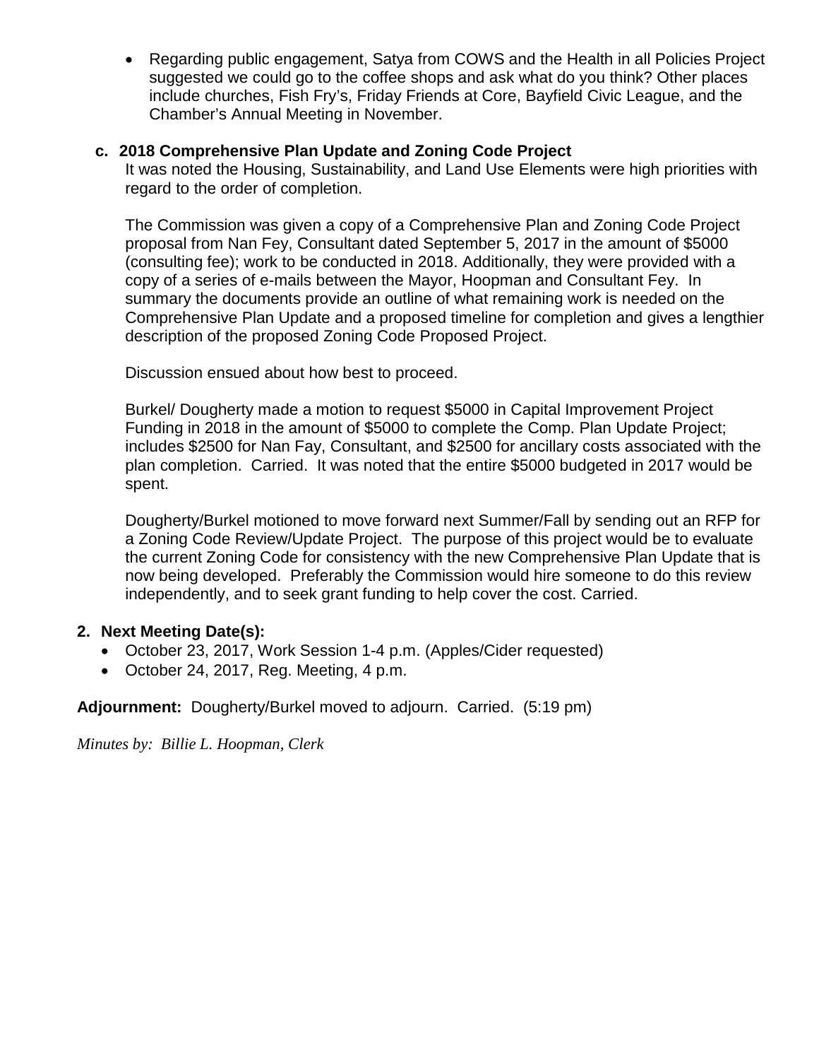- Regarding public engagement, Satya from COWS and the Health in all Policies Project suggested we could go to the coffee shops and ask what do you think? Other places include churches, Fish Fry's, Friday Friends at Core, Bayfield Civic League, and the Chamber's Annual Meeting in November.

**c. 2018 Comprehensive Plan Update and Zoning Code Project**

It was noted the Housing, Sustainability, and Land Use Elements were high priorities with regard to the order of completion.

The Commission was given a copy of a Comprehensive Plan and Zoning Code Project proposal from Nan Fey, Consultant dated September 5, 2017 in the amount of $5000 (consulting fee); work to be conducted in 2018. Additionally, they were provided with a copy of a series of e-mails between the Mayor, Hoopman and Consultant Fey. In summary the documents provide an outline of what remaining work is needed on the Comprehensive Plan Update and a proposed timeline for completion and gives a lengthier description of the proposed Zoning Code Proposed Project.

Discussion ensued about how best to proceed.

Burkel/ Dougherty made a motion to request $5000 in Capital Improvement Project Funding in 2018 in the amount of $5000 to complete the Comp. Plan Update Project; includes $2500 for Nan Fay, Consultant, and $2500 for ancillary costs associated with the plan completion. Carried. It was noted that the entire $5000 budgeted in 2017 would be spent.

Dougherty/Burkel motioned to move forward next Summer/Fall by sending out an RFP for a Zoning Code Review/Update Project. The purpose of this project would be to evaluate the current Zoning Code for consistency with the new Comprehensive Plan Update that is now being developed. Preferably the Commission would hire someone to do this review independently, and to seek grant funding to help cover the cost. Carried.

**2. Next Meeting Date(s):**

- October 23, 2017, Work Session 1-4 p.m. (Apples/Cider requested)
- October 24, 2017, Reg. Meeting, 4 p.m.

**Adjournment:** Dougherty/Burkel moved to adjourn. Carried. (5:19 pm)

*Minutes by: Billie L. Hoopman, Clerk*